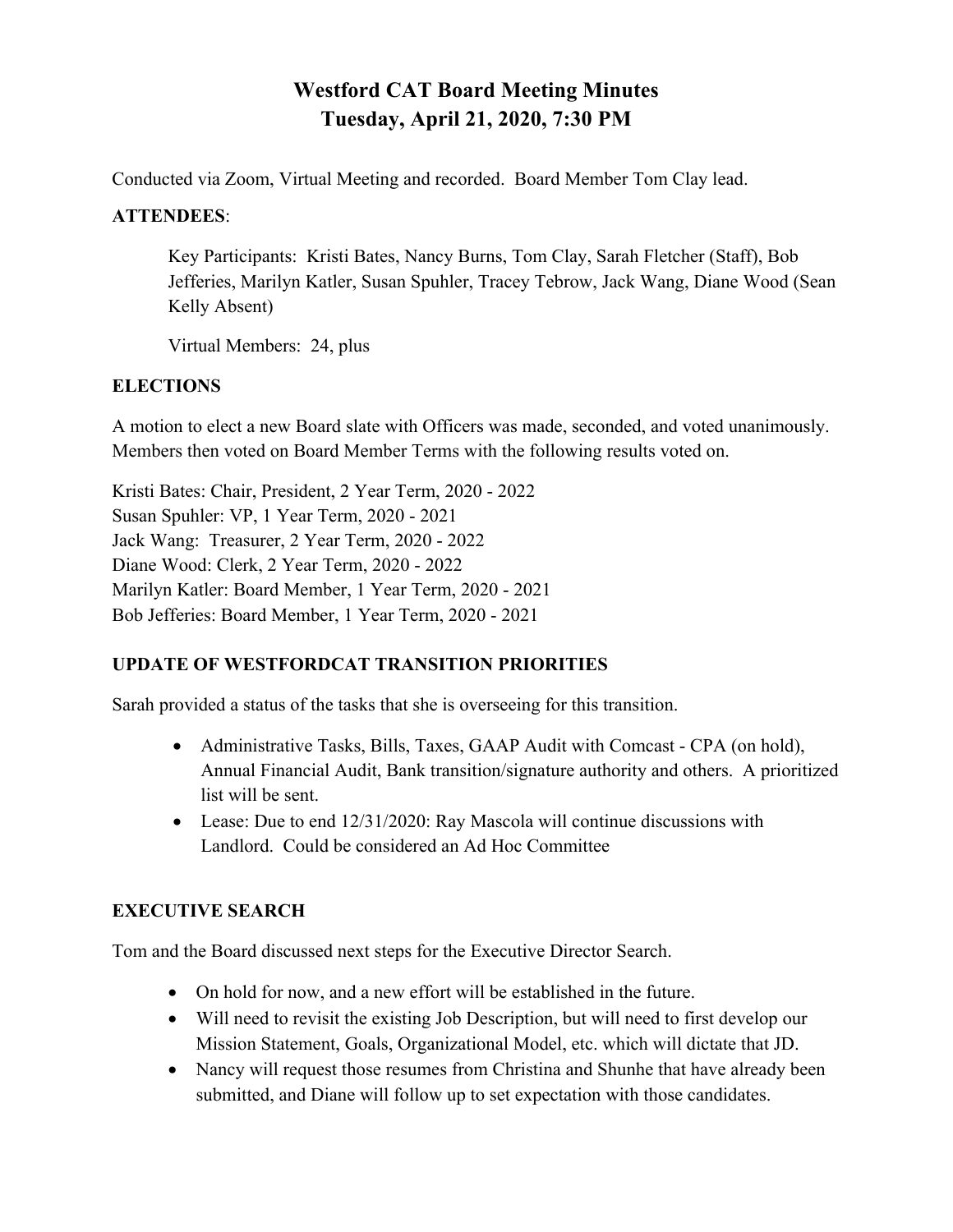# Westford CAT Board Meeting Minutes
# Tuesday, April 21, 2020, 7:30 PM

Conducted via Zoom, Virtual Meeting and recorded. Board Member Tom Clay lead.

**ATTENDEES**:

Key Participants: Kristi Bates, Nancy Burns, Tom Clay, Sarah Fletcher (Staff), Bob Jefferies, Marilyn Katler, Susan Spuhler, Tracey Tebrow, Jack Wang, Diane Wood (Sean Kelly Absent)

Virtual Members: 24, plus

**ELECTIONS**

A motion to elect a new Board slate with Officers was made, seconded, and voted unanimously. Members then voted on Board Member Terms with the following results voted on.

Kristi Bates: Chair, President, 2 Year Term, 2020 - 2022
Susan Spuhler: VP, 1 Year Term, 2020 - 2021
Jack Wang: Treasurer, 2 Year Term, 2020 - 2022
Diane Wood: Clerk, 2 Year Term, 2020 - 2022
Marilyn Katler: Board Member, 1 Year Term, 2020 - 2021
Bob Jefferies: Board Member, 1 Year Term, 2020 - 2021

**UPDATE OF WESTFORDCAT TRANSITION PRIORITIES**

Sarah provided a status of the tasks that she is overseeing for this transition.

- Administrative Tasks, Bills, Taxes, GAAP Audit with Comcast - CPA (on hold), Annual Financial Audit, Bank transition/signature authority and others. A prioritized list will be sent.
- Lease: Due to end 12/31/2020: Ray Mascola will continue discussions with Landlord. Could be considered an Ad Hoc Committee

**EXECUTIVE SEARCH**

Tom and the Board discussed next steps for the Executive Director Search.

- On hold for now, and a new effort will be established in the future.
- Will need to revisit the existing Job Description, but will need to first develop our Mission Statement, Goals, Organizational Model, etc. which will dictate that JD.
- Nancy will request those resumes from Christina and Shunhe that have already been submitted, and Diane will follow up to set expectation with those candidates.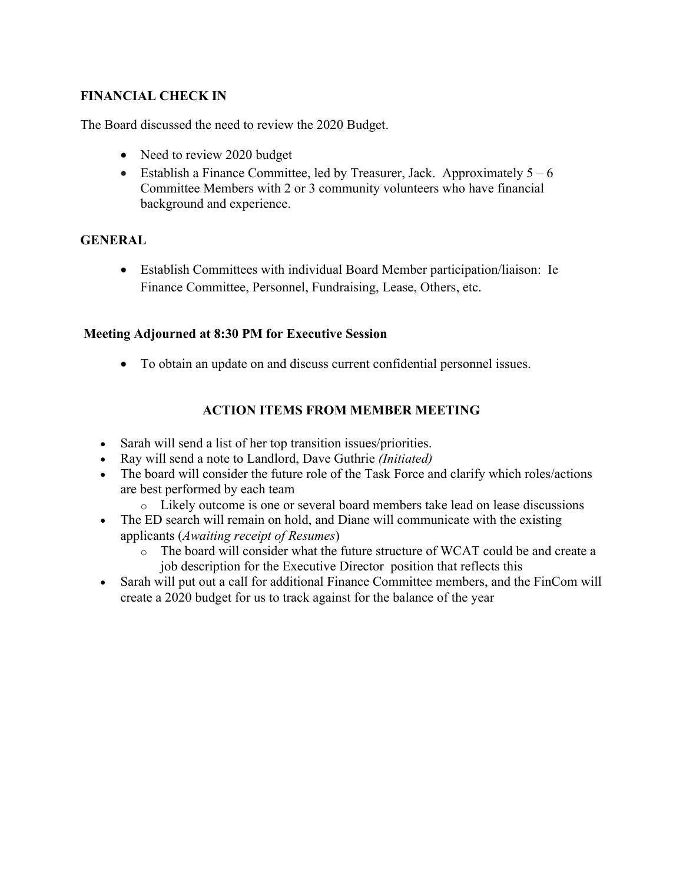**FINANCIAL CHECK IN**

The Board discussed the need to review the 2020 Budget.

- Need to review 2020 budget
- Establish a Finance Committee, led by Treasurer, Jack. Approximately 5 – 6 Committee Members with 2 or 3 community volunteers who have financial background and experience.

**GENERAL**

- Establish Committees with individual Board Member participation/liaison: Ie Finance Committee, Personnel, Fundraising, Lease, Others, etc.

**Meeting Adjourned at 8:30 PM for Executive Session**

- To obtain an update on and discuss current confidential personnel issues.

**ACTION ITEMS FROM MEMBER MEETING**

- Sarah will send a list of her top transition issues/priorities.
- Ray will send a note to Landlord, Dave Guthrie *(Initiated)*
- The board will consider the future role of the Task Force and clarify which roles/actions are best performed by each team
    - Likely outcome is one or several board members take lead on lease discussions
- The ED search will remain on hold, and Diane will communicate with the existing applicants (*Awaiting receipt of Resumes*)
    - The board will consider what the future structure of WCAT could be and create a job description for the Executive Director position that reflects this
- Sarah will put out a call for additional Finance Committee members, and the FinCom will create a 2020 budget for us to track against for the balance of the year